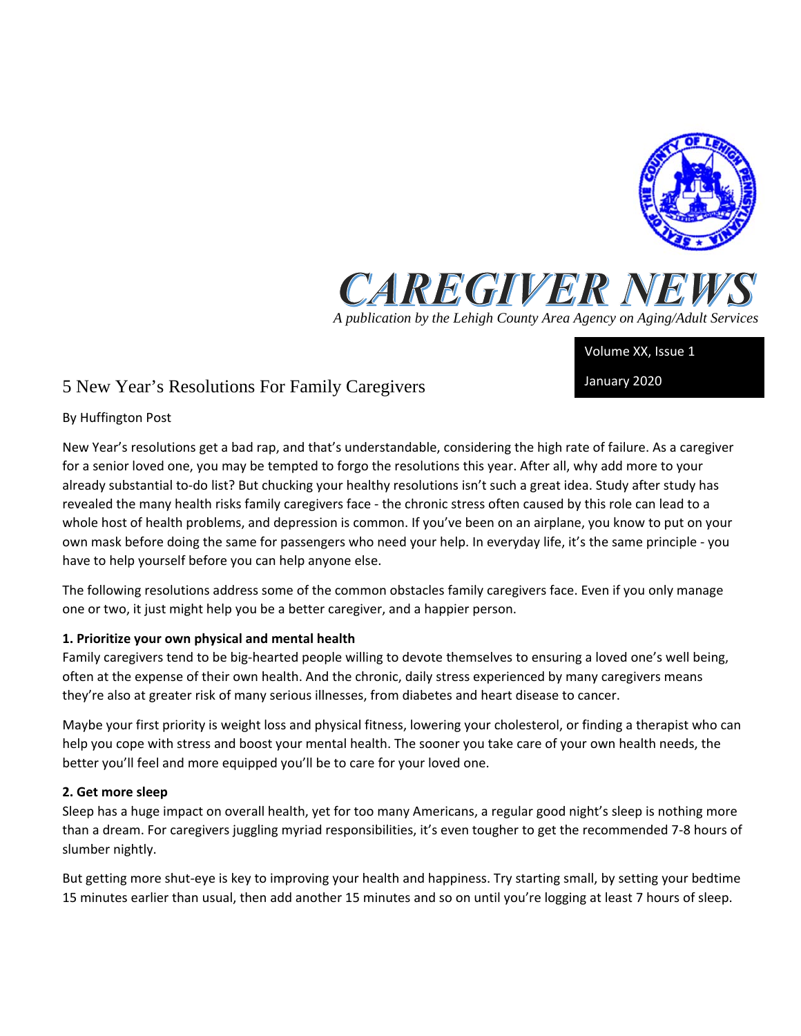# CAREGIVER NEWS

*A publication by the Lehigh County Area Agency on Aging/Adult Services*

Volume XX, Issue 1

January 2020

## 5 New Year's Resolutions For Family Caregivers

By Huffington Post

New Year's resolutions get a bad rap, and that's understandable, considering the high rate of failure. As a caregiver for a senior loved one, you may be tempted to forgo the resolutions this year. After all, why add more to your already substantial to-do list? But chucking your healthy resolutions isn't such a great idea. Study after study has revealed the many health risks family caregivers face - the chronic stress often caused by this role can lead to a whole host of health problems, and depression is common. If you've been on an airplane, you know to put on your own mask before doing the same for passengers who need your help. In everyday life, it's the same principle - you have to help yourself before you can help anyone else.

The following resolutions address some of the common obstacles family caregivers face. Even if you only manage one or two, it just might help you be a better caregiver, and a happier person.

**1. Prioritize your own physical and mental health**

Family caregivers tend to be big-hearted people willing to devote themselves to ensuring a loved one's well being, often at the expense of their own health. And the chronic, daily stress experienced by many caregivers means they're also at greater risk of many serious illnesses, from diabetes and heart disease to cancer.

Maybe your first priority is weight loss and physical fitness, lowering your cholesterol, or finding a therapist who can help you cope with stress and boost your mental health. The sooner you take care of your own health needs, the better you'll feel and more equipped you'll be to care for your loved one.

**2. Get more sleep**

Sleep has a huge impact on overall health, yet for too many Americans, a regular good night's sleep is nothing more than a dream. For caregivers juggling myriad responsibilities, it's even tougher to get the recommended 7-8 hours of slumber nightly.

But getting more shut-eye is key to improving your health and happiness. Try starting small, by setting your bedtime 15 minutes earlier than usual, then add another 15 minutes and so on until you're logging at least 7 hours of sleep.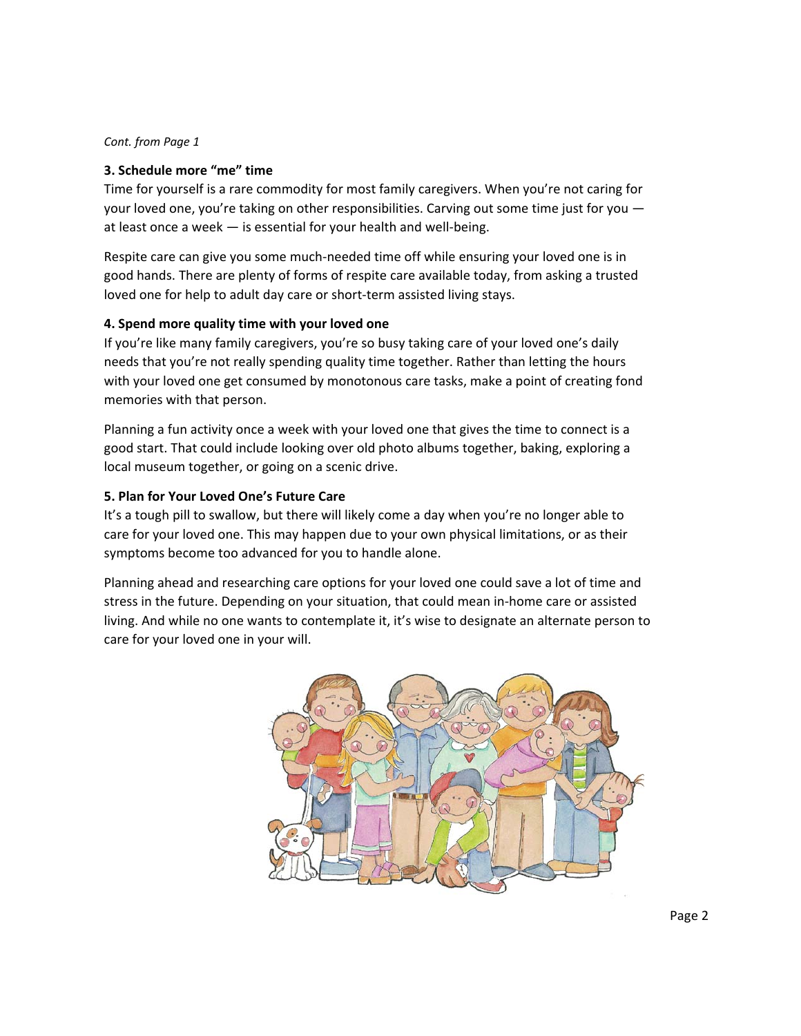*Cont. from Page 1*

**3. Schedule more "me" time**

Time for yourself is a rare commodity for most family caregivers. When you're not caring for your loved one, you're taking on other responsibilities. Carving out some time just for you — at least once a week — is essential for your health and well-being.

Respite care can give you some much-needed time off while ensuring your loved one is in good hands. There are plenty of forms of respite care available today, from asking a trusted loved one for help to adult day care or short-term assisted living stays.

**4. Spend more quality time with your loved one**

If you're like many family caregivers, you're so busy taking care of your loved one's daily needs that you're not really spending quality time together. Rather than letting the hours with your loved one get consumed by monotonous care tasks, make a point of creating fond memories with that person.

Planning a fun activity once a week with your loved one that gives the time to connect is a good start. That could include looking over old photo albums together, baking, exploring a local museum together, or going on a scenic drive.

**5. Plan for Your Loved One's Future Care**

It's a tough pill to swallow, but there will likely come a day when you're no longer able to care for your loved one. This may happen due to your own physical limitations, or as their symptoms become too advanced for you to handle alone.

Planning ahead and researching care options for your loved one could save a lot of time and stress in the future. Depending on your situation, that could mean in-home care or assisted living. And while no one wants to contemplate it, it's wise to designate an alternate person to care for your loved one in your will.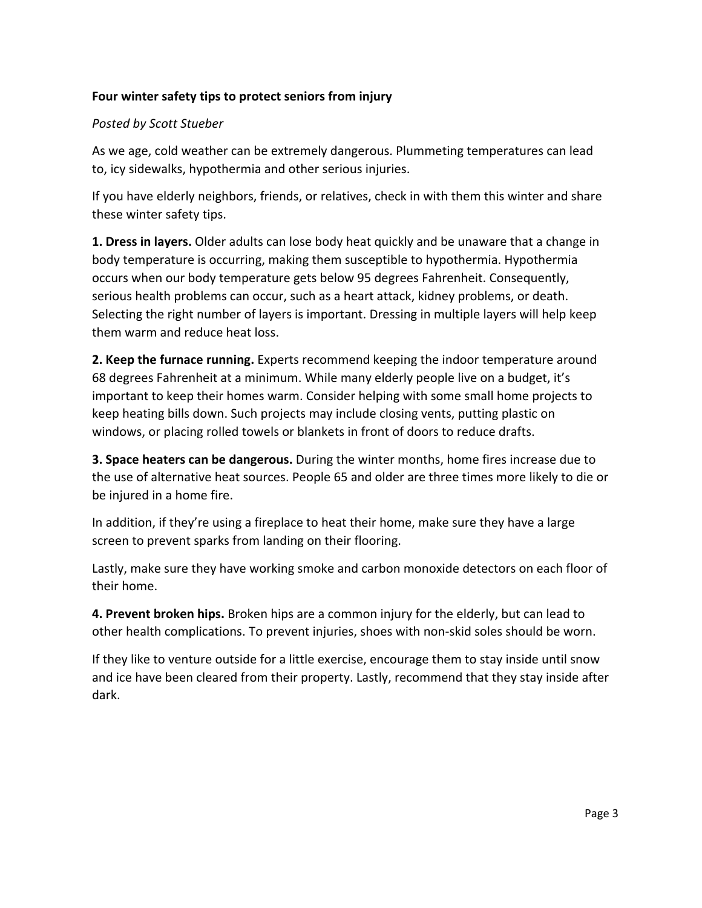**Four winter safety tips to protect seniors from injury**

*Posted by Scott Stueber*

As we age, cold weather can be extremely dangerous. Plummeting temperatures can lead to, icy sidewalks, hypothermia and other serious injuries.

If you have elderly neighbors, friends, or relatives, check in with them this winter and share these winter safety tips.

**1. Dress in layers.** Older adults can lose body heat quickly and be unaware that a change in body temperature is occurring, making them susceptible to hypothermia. Hypothermia occurs when our body temperature gets below 95 degrees Fahrenheit. Consequently, serious health problems can occur, such as a heart attack, kidney problems, or death. Selecting the right number of layers is important. Dressing in multiple layers will help keep them warm and reduce heat loss.

**2. Keep the furnace running.** Experts recommend keeping the indoor temperature around 68 degrees Fahrenheit at a minimum. While many elderly people live on a budget, it's important to keep their homes warm. Consider helping with some small home projects to keep heating bills down. Such projects may include closing vents, putting plastic on windows, or placing rolled towels or blankets in front of doors to reduce drafts.

**3. Space heaters can be dangerous.** During the winter months, home fires increase due to the use of alternative heat sources. People 65 and older are three times more likely to die or be injured in a home fire.

In addition, if they're using a fireplace to heat their home, make sure they have a large screen to prevent sparks from landing on their flooring.

Lastly, make sure they have working smoke and carbon monoxide detectors on each floor of their home.

**4. Prevent broken hips.** Broken hips are a common injury for the elderly, but can lead to other health complications. To prevent injuries, shoes with non-skid soles should be worn.

If they like to venture outside for a little exercise, encourage them to stay inside until snow and ice have been cleared from their property. Lastly, recommend that they stay inside after dark.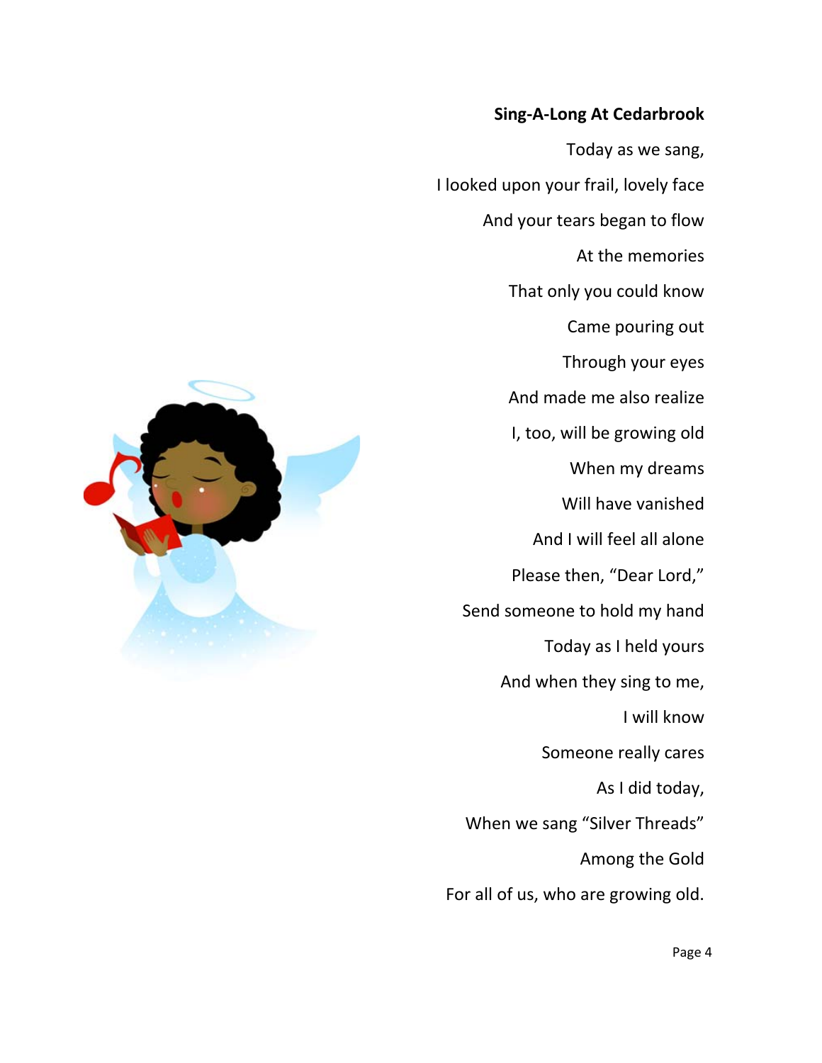**Sing-A-Long At Cedarbrook**

Today as we sang,

I looked upon your frail, lovely face

And your tears began to flow

At the memories

That only you could know

Came pouring out

Through your eyes

And made me also realize

I, too, will be growing old

When my dreams

Will have vanished

And I will feel all alone

Please then, "Dear Lord,"

Send someone to hold my hand

Today as I held yours

And when they sing to me,

I will know

Someone really cares

As I did today,

When we sang "Silver Threads"

Among the Gold

For all of us, who are growing old.